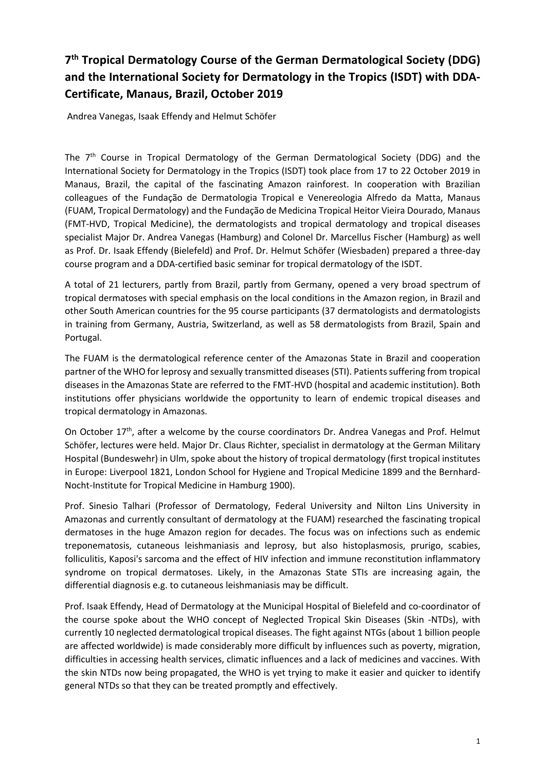# 7th Tropical Dermatology Course of the German Dermatological Society (DDG) and the International Society for Dermatology in the Tropics (ISDT) with DDA-Certificate, Manaus, Brazil, October 2019

Andrea Vanegas, Isaak Effendy and Helmut Schöfer

The 7th Course in Tropical Dermatology of the German Dermatological Society (DDG) and the International Society for Dermatology in the Tropics (ISDT) took place from 17 to 22 October 2019 in Manaus, Brazil, the capital of the fascinating Amazon rainforest. In cooperation with Brazilian colleagues of the Fundação de Dermatologia Tropical e Venereologia Alfredo da Matta, Manaus (FUAM, Tropical Dermatology) and the Fundação de Medicina Tropical Heitor Vieira Dourado, Manaus (FMT-HVD, Tropical Medicine), the dermatologists and tropical dermatology and tropical diseases specialist Major Dr. Andrea Vanegas (Hamburg) and Colonel Dr. Marcellus Fischer (Hamburg) as well as Prof. Dr. Isaak Effendy (Bielefeld) and Prof. Dr. Helmut Schöfer (Wiesbaden) prepared a three-day course program and a DDA-certified basic seminar for tropical dermatology of the ISDT.

A total of 21 lecturers, partly from Brazil, partly from Germany, opened a very broad spectrum of tropical dermatoses with special emphasis on the local conditions in the Amazon region, in Brazil and other South American countries for the 95 course participants (37 dermatologists and dermatologists in training from Germany, Austria, Switzerland, as well as 58 dermatologists from Brazil, Spain and Portugal.

The FUAM is the dermatological reference center of the Amazonas State in Brazil and cooperation partner of the WHO for leprosy and sexually transmitted diseases (STI). Patients suffering from tropical diseases in the Amazonas State are referred to the FMT-HVD (hospital and academic institution). Both institutions offer physicians worldwide the opportunity to learn of endemic tropical diseases and tropical dermatology in Amazonas.

On October 17th, after a welcome by the course coordinators Dr. Andrea Vanegas and Prof. Helmut Schöfer, lectures were held. Major Dr. Claus Richter, specialist in dermatology at the German Military Hospital (Bundeswehr) in Ulm, spoke about the history of tropical dermatology (first tropical institutes in Europe: Liverpool 1821, London School for Hygiene and Tropical Medicine 1899 and the Bernhard-Nocht-Institute for Tropical Medicine in Hamburg 1900).

Prof. Sinesio Talhari (Professor of Dermatology, Federal University and Nilton Lins University in Amazonas and currently consultant of dermatology at the FUAM) researched the fascinating tropical dermatoses in the huge Amazon region for decades. The focus was on infections such as endemic treponematosis, cutaneous leishmaniasis and leprosy, but also histoplasmosis, prurigo, scabies, folliculitis, Kaposi's sarcoma and the effect of HIV infection and immune reconstitution inflammatory syndrome on tropical dermatoses. Likely, in the Amazonas State STIs are increasing again, the differential diagnosis e.g. to cutaneous leishmaniasis may be difficult.

Prof. Isaak Effendy, Head of Dermatology at the Municipal Hospital of Bielefeld and co-coordinator of the course spoke about the WHO concept of Neglected Tropical Skin Diseases (Skin -NTDs), with currently 10 neglected dermatological tropical diseases. The fight against NTGs (about 1 billion people are affected worldwide) is made considerably more difficult by influences such as poverty, migration, difficulties in accessing health services, climatic influences and a lack of medicines and vaccines. With the skin NTDs now being propagated, the WHO is yet trying to make it easier and quicker to identify general NTDs so that they can be treated promptly and effectively.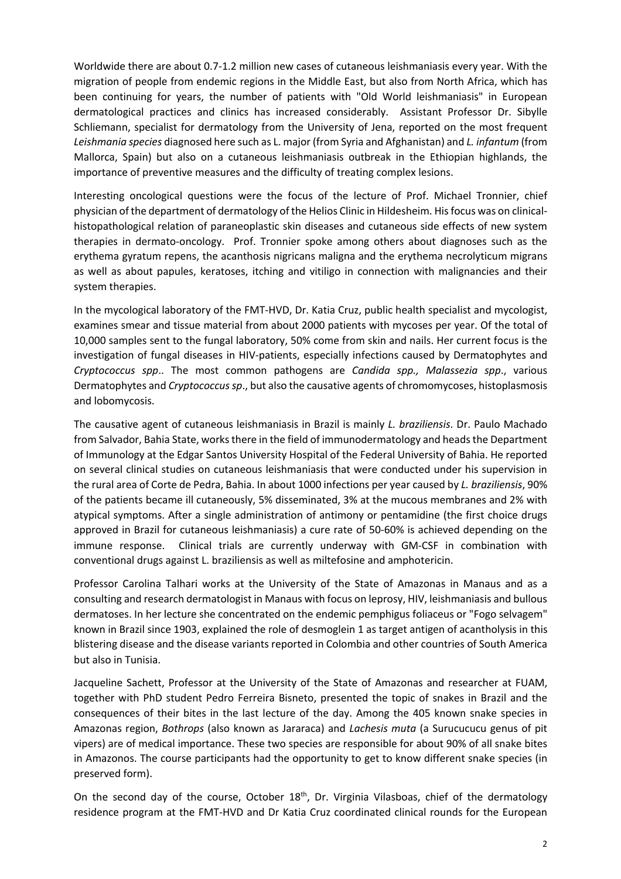Worldwide there are about 0.7-1.2 million new cases of cutaneous leishmaniasis every year. With the migration of people from endemic regions in the Middle East, but also from North Africa, which has been continuing for years, the number of patients with "Old World leishmaniasis" in European dermatological practices and clinics has increased considerably. Assistant Professor Dr. Sibylle Schliemann, specialist for dermatology from the University of Jena, reported on the most frequent *Leishmania species* diagnosed here such as L. major (from Syria and Afghanistan) and *L. infantum* (from Mallorca, Spain) but also on a cutaneous leishmaniasis outbreak in the Ethiopian highlands, the importance of preventive measures and the difficulty of treating complex lesions.

Interesting oncological questions were the focus of the lecture of Prof. Michael Tronnier, chief physician of the department of dermatology of the Helios Clinic in Hildesheim. His focus was on clinical-histopathological relation of paraneoplastic skin diseases and cutaneous side effects of new system therapies in dermato-oncology. Prof. Tronnier spoke among others about diagnoses such as the erythema gyratum repens, the acanthosis nigricans maligna and the erythema necrolyticum migrans as well as about papules, keratoses, itching and vitiligo in connection with malignancies and their system therapies.

In the mycological laboratory of the FMT-HVD, Dr. Katia Cruz, public health specialist and mycologist, examines smear and tissue material from about 2000 patients with mycoses per year. Of the total of 10,000 samples sent to the fungal laboratory, 50% come from skin and nails. Her current focus is the investigation of fungal diseases in HIV-patients, especially infections caused by Dermatophytes and *Cryptococcus spp*.. The most common pathogens are *Candida spp., Malassezia spp*., various Dermatophytes and *Cryptococcus sp*., but also the causative agents of chromomycoses, histoplasmosis and lobomycosis.

The causative agent of cutaneous leishmaniasis in Brazil is mainly *L. braziliensis*. Dr. Paulo Machado from Salvador, Bahia State, works there in the field of immunodermatology and heads the Department of Immunology at the Edgar Santos University Hospital of the Federal University of Bahia. He reported on several clinical studies on cutaneous leishmaniasis that were conducted under his supervision in the rural area of Corte de Pedra, Bahia. In about 1000 infections per year caused by *L. braziliensis*, 90% of the patients became ill cutaneously, 5% disseminated, 3% at the mucous membranes and 2% with atypical symptoms. After a single administration of antimony or pentamidine (the first choice drugs approved in Brazil for cutaneous leishmaniasis) a cure rate of 50-60% is achieved depending on the immune response. Clinical trials are currently underway with GM-CSF in combination with conventional drugs against L. braziliensis as well as miltefosine and amphotericin.

Professor Carolina Talhari works at the University of the State of Amazonas in Manaus and as a consulting and research dermatologist in Manaus with focus on leprosy, HIV, leishmaniasis and bullous dermatoses. In her lecture she concentrated on the endemic pemphigus foliaceus or "Fogo selvagem" known in Brazil since 1903, explained the role of desmoglein 1 as target antigen of acantholysis in this blistering disease and the disease variants reported in Colombia and other countries of South America but also in Tunisia.

Jacqueline Sachett, Professor at the University of the State of Amazonas and researcher at FUAM, together with PhD student Pedro Ferreira Bisneto, presented the topic of snakes in Brazil and the consequences of their bites in the last lecture of the day. Among the 405 known snake species in Amazonas region, *Bothrops* (also known as Jararaca) and *Lachesis muta* (a Surucucucu genus of pit vipers) are of medical importance. These two species are responsible for about 90% of all snake bites in Amazonos. The course participants had the opportunity to get to know different snake species (in preserved form).

On the second day of the course, October 18th, Dr. Virginia Vilasboas, chief of the dermatology residence program at the FMT-HVD and Dr Katia Cruz coordinated clinical rounds for the European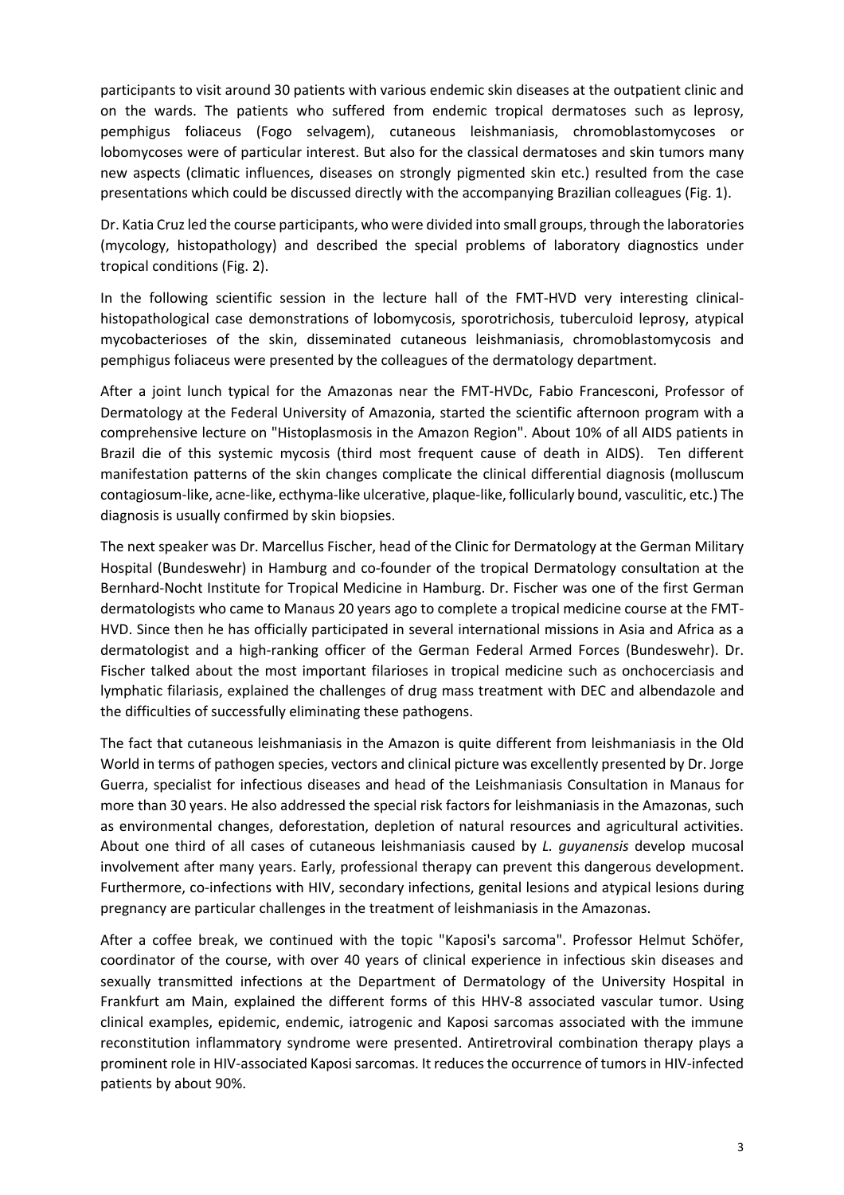participants to visit around 30 patients with various endemic skin diseases at the outpatient clinic and on the wards. The patients who suffered from endemic tropical dermatoses such as leprosy, pemphigus foliaceus (Fogo selvagem), cutaneous leishmaniasis, chromoblastomycoses or lobomycoses were of particular interest. But also for the classical dermatoses and skin tumors many new aspects (climatic influences, diseases on strongly pigmented skin etc.) resulted from the case presentations which could be discussed directly with the accompanying Brazilian colleagues (Fig. 1).

Dr. Katia Cruz led the course participants, who were divided into small groups, through the laboratories (mycology, histopathology) and described the special problems of laboratory diagnostics under tropical conditions (Fig. 2).

In the following scientific session in the lecture hall of the FMT-HVD very interesting clinical-histopathological case demonstrations of lobomycosis, sporotrichosis, tuberculoid leprosy, atypical mycobacterioses of the skin, disseminated cutaneous leishmaniasis, chromoblastomycosis and pemphigus foliaceus were presented by the colleagues of the dermatology department.

After a joint lunch typical for the Amazonas near the FMT-HVDc, Fabio Francesconi, Professor of Dermatology at the Federal University of Amazonia, started the scientific afternoon program with a comprehensive lecture on "Histoplasmosis in the Amazon Region". About 10% of all AIDS patients in Brazil die of this systemic mycosis (third most frequent cause of death in AIDS). Ten different manifestation patterns of the skin changes complicate the clinical differential diagnosis (molluscum contagiosum-like, acne-like, ecthyma-like ulcerative, plaque-like, follicularly bound, vasculitic, etc.) The diagnosis is usually confirmed by skin biopsies.

The next speaker was Dr. Marcellus Fischer, head of the Clinic for Dermatology at the German Military Hospital (Bundeswehr) in Hamburg and co-founder of the tropical Dermatology consultation at the Bernhard-Nocht Institute for Tropical Medicine in Hamburg. Dr. Fischer was one of the first German dermatologists who came to Manaus 20 years ago to complete a tropical medicine course at the FMT-HVD. Since then he has officially participated in several international missions in Asia and Africa as a dermatologist and a high-ranking officer of the German Federal Armed Forces (Bundeswehr). Dr. Fischer talked about the most important filarioses in tropical medicine such as onchocerciasis and lymphatic filariasis, explained the challenges of drug mass treatment with DEC and albendazole and the difficulties of successfully eliminating these pathogens.

The fact that cutaneous leishmaniasis in the Amazon is quite different from leishmaniasis in the Old World in terms of pathogen species, vectors and clinical picture was excellently presented by Dr. Jorge Guerra, specialist for infectious diseases and head of the Leishmaniasis Consultation in Manaus for more than 30 years. He also addressed the special risk factors for leishmaniasis in the Amazonas, such as environmental changes, deforestation, depletion of natural resources and agricultural activities. About one third of all cases of cutaneous leishmaniasis caused by *L. guyanensis* develop mucosal involvement after many years. Early, professional therapy can prevent this dangerous development. Furthermore, co-infections with HIV, secondary infections, genital lesions and atypical lesions during pregnancy are particular challenges in the treatment of leishmaniasis in the Amazonas.

After a coffee break, we continued with the topic "Kaposi's sarcoma". Professor Helmut Schöfer, coordinator of the course, with over 40 years of clinical experience in infectious skin diseases and sexually transmitted infections at the Department of Dermatology of the University Hospital in Frankfurt am Main, explained the different forms of this HHV-8 associated vascular tumor. Using clinical examples, epidemic, endemic, iatrogenic and Kaposi sarcomas associated with the immune reconstitution inflammatory syndrome were presented. Antiretroviral combination therapy plays a prominent role in HIV-associated Kaposi sarcomas. It reduces the occurrence of tumors in HIV-infected patients by about 90%.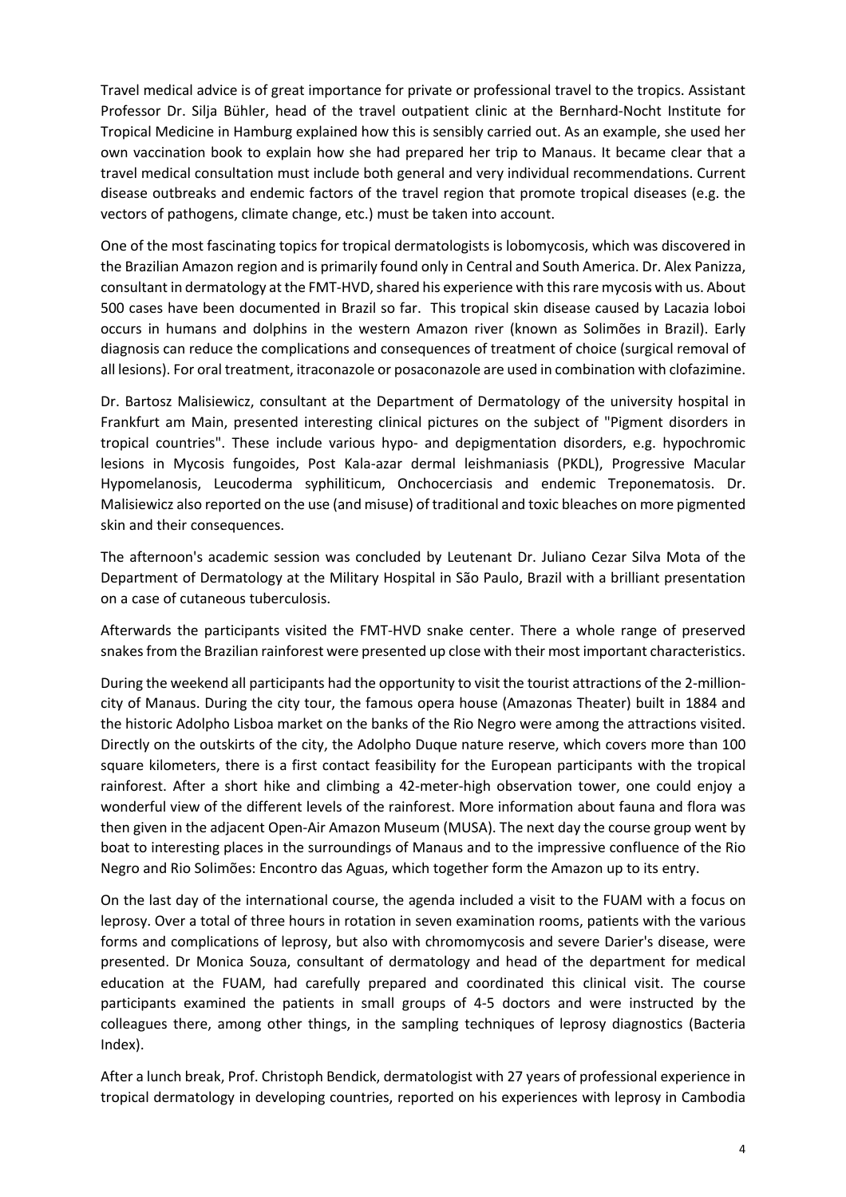Travel medical advice is of great importance for private or professional travel to the tropics. Assistant Professor Dr. Silja Bühler, head of the travel outpatient clinic at the Bernhard-Nocht Institute for Tropical Medicine in Hamburg explained how this is sensibly carried out. As an example, she used her own vaccination book to explain how she had prepared her trip to Manaus. It became clear that a travel medical consultation must include both general and very individual recommendations. Current disease outbreaks and endemic factors of the travel region that promote tropical diseases (e.g. the vectors of pathogens, climate change, etc.) must be taken into account.

One of the most fascinating topics for tropical dermatologists is lobomycosis, which was discovered in the Brazilian Amazon region and is primarily found only in Central and South America. Dr. Alex Panizza, consultant in dermatology at the FMT-HVD, shared his experience with this rare mycosis with us. About 500 cases have been documented in Brazil so far. This tropical skin disease caused by Lacazia loboi occurs in humans and dolphins in the western Amazon river (known as Solimões in Brazil). Early diagnosis can reduce the complications and consequences of treatment of choice (surgical removal of all lesions). For oral treatment, itraconazole or posaconazole are used in combination with clofazimine.

Dr. Bartosz Malisiewicz, consultant at the Department of Dermatology of the university hospital in Frankfurt am Main, presented interesting clinical pictures on the subject of "Pigment disorders in tropical countries". These include various hypo- and depigmentation disorders, e.g. hypochromic lesions in Mycosis fungoides, Post Kala-azar dermal leishmaniasis (PKDL), Progressive Macular Hypomelanosis, Leucoderma syphiliticum, Onchocerciasis and endemic Treponematosis. Dr. Malisiewicz also reported on the use (and misuse) of traditional and toxic bleaches on more pigmented skin and their consequences.

The afternoon's academic session was concluded by Leutenant Dr. Juliano Cezar Silva Mota of the Department of Dermatology at the Military Hospital in São Paulo, Brazil with a brilliant presentation on a case of cutaneous tuberculosis.

Afterwards the participants visited the FMT-HVD snake center. There a whole range of preserved snakes from the Brazilian rainforest were presented up close with their most important characteristics.

During the weekend all participants had the opportunity to visit the tourist attractions of the 2-million-city of Manaus. During the city tour, the famous opera house (Amazonas Theater) built in 1884 and the historic Adolpho Lisboa market on the banks of the Rio Negro were among the attractions visited. Directly on the outskirts of the city, the Adolpho Duque nature reserve, which covers more than 100 square kilometers, there is a first contact feasibility for the European participants with the tropical rainforest. After a short hike and climbing a 42-meter-high observation tower, one could enjoy a wonderful view of the different levels of the rainforest. More information about fauna and flora was then given in the adjacent Open-Air Amazon Museum (MUSA). The next day the course group went by boat to interesting places in the surroundings of Manaus and to the impressive confluence of the Rio Negro and Rio Solimões: Encontro das Aguas, which together form the Amazon up to its entry.

On the last day of the international course, the agenda included a visit to the FUAM with a focus on leprosy. Over a total of three hours in rotation in seven examination rooms, patients with the various forms and complications of leprosy, but also with chromomycosis and severe Darier's disease, were presented. Dr Monica Souza, consultant of dermatology and head of the department for medical education at the FUAM, had carefully prepared and coordinated this clinical visit. The course participants examined the patients in small groups of 4-5 doctors and were instructed by the colleagues there, among other things, in the sampling techniques of leprosy diagnostics (Bacteria Index).

After a lunch break, Prof. Christoph Bendick, dermatologist with 27 years of professional experience in tropical dermatology in developing countries, reported on his experiences with leprosy in Cambodia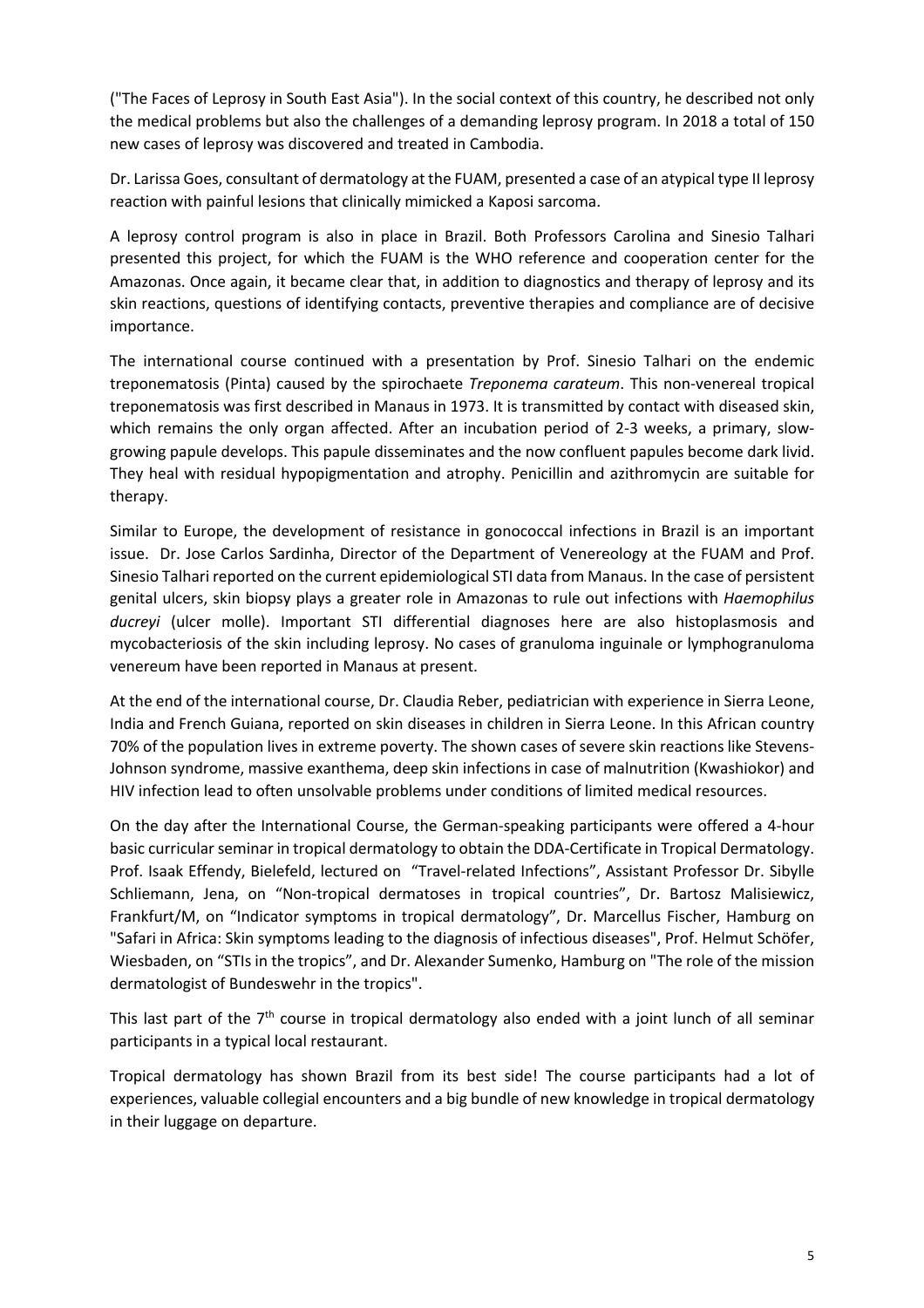("The Faces of Leprosy in South East Asia"). In the social context of this country, he described not only the medical problems but also the challenges of a demanding leprosy program. In 2018 a total of 150 new cases of leprosy was discovered and treated in Cambodia.

Dr. Larissa Goes, consultant of dermatology at the FUAM, presented a case of an atypical type II leprosy reaction with painful lesions that clinically mimicked a Kaposi sarcoma.

A leprosy control program is also in place in Brazil. Both Professors Carolina and Sinesio Talhari presented this project, for which the FUAM is the WHO reference and cooperation center for the Amazonas. Once again, it became clear that, in addition to diagnostics and therapy of leprosy and its skin reactions, questions of identifying contacts, preventive therapies and compliance are of decisive importance.

The international course continued with a presentation by Prof. Sinesio Talhari on the endemic treponematosis (Pinta) caused by the spirochaete *Treponema carateum*. This non-venereal tropical treponematosis was first described in Manaus in 1973. It is transmitted by contact with diseased skin, which remains the only organ affected. After an incubation period of 2-3 weeks, a primary, slow-growing papule develops. This papule disseminates and the now confluent papules become dark livid. They heal with residual hypopigmentation and atrophy. Penicillin and azithromycin are suitable for therapy.

Similar to Europe, the development of resistance in gonococcal infections in Brazil is an important issue. Dr. Jose Carlos Sardinha, Director of the Department of Venereology at the FUAM and Prof. Sinesio Talhari reported on the current epidemiological STI data from Manaus. In the case of persistent genital ulcers, skin biopsy plays a greater role in Amazonas to rule out infections with *Haemophilus ducreyi* (ulcer molle). Important STI differential diagnoses here are also histoplasmosis and mycobacteriosis of the skin including leprosy. No cases of granuloma inguinale or lymphogranuloma venereum have been reported in Manaus at present.

At the end of the international course, Dr. Claudia Reber, pediatrician with experience in Sierra Leone, India and French Guiana, reported on skin diseases in children in Sierra Leone. In this African country 70% of the population lives in extreme poverty. The shown cases of severe skin reactions like Stevens-Johnson syndrome, massive exanthema, deep skin infections in case of malnutrition (Kwashiokor) and HIV infection lead to often unsolvable problems under conditions of limited medical resources.

On the day after the International Course, the German-speaking participants were offered a 4-hour basic curricular seminar in tropical dermatology to obtain the DDA-Certificate in Tropical Dermatology. Prof. Isaak Effendy, Bielefeld, lectured on "Travel-related Infections", Assistant Professor Dr. Sibylle Schliemann, Jena, on "Non-tropical dermatoses in tropical countries", Dr. Bartosz Malisiewicz, Frankfurt/M, on "Indicator symptoms in tropical dermatology", Dr. Marcellus Fischer, Hamburg on "Safari in Africa: Skin symptoms leading to the diagnosis of infectious diseases", Prof. Helmut Schöfer, Wiesbaden, on "STIs in the tropics", and Dr. Alexander Sumenko, Hamburg on "The role of the mission dermatologist of Bundeswehr in the tropics".

This last part of the 7th course in tropical dermatology also ended with a joint lunch of all seminar participants in a typical local restaurant.

Tropical dermatology has shown Brazil from its best side! The course participants had a lot of experiences, valuable collegial encounters and a big bundle of new knowledge in tropical dermatology in their luggage on departure.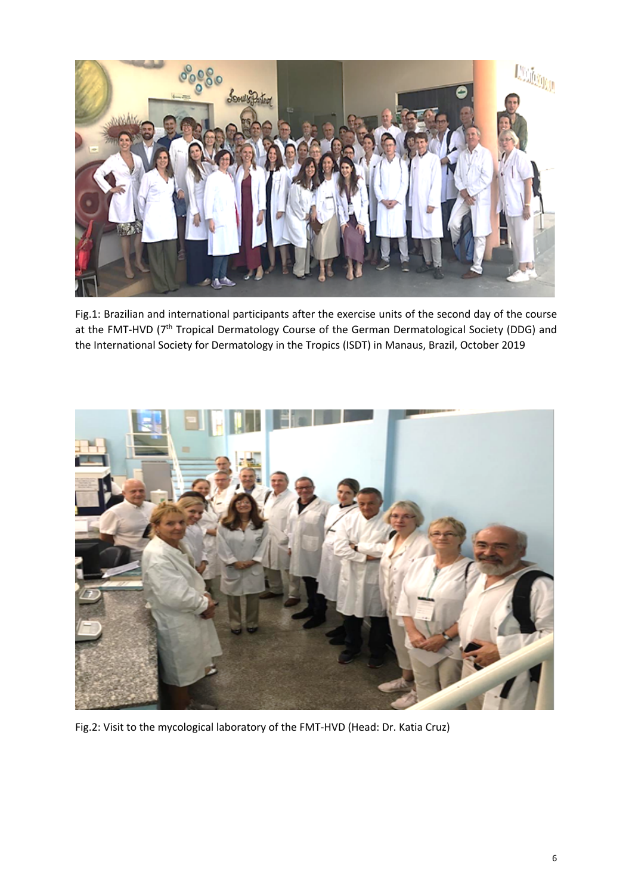Fig.1: Brazilian and international participants after the exercise units of the second day of the course at the FMT-HVD (7th Tropical Dermatology Course of the German Dermatological Society (DDG) and the International Society for Dermatology in the Tropics (ISDT) in Manaus, Brazil, October 2019

Fig.2: Visit to the mycological laboratory of the FMT-HVD (Head: Dr. Katia Cruz)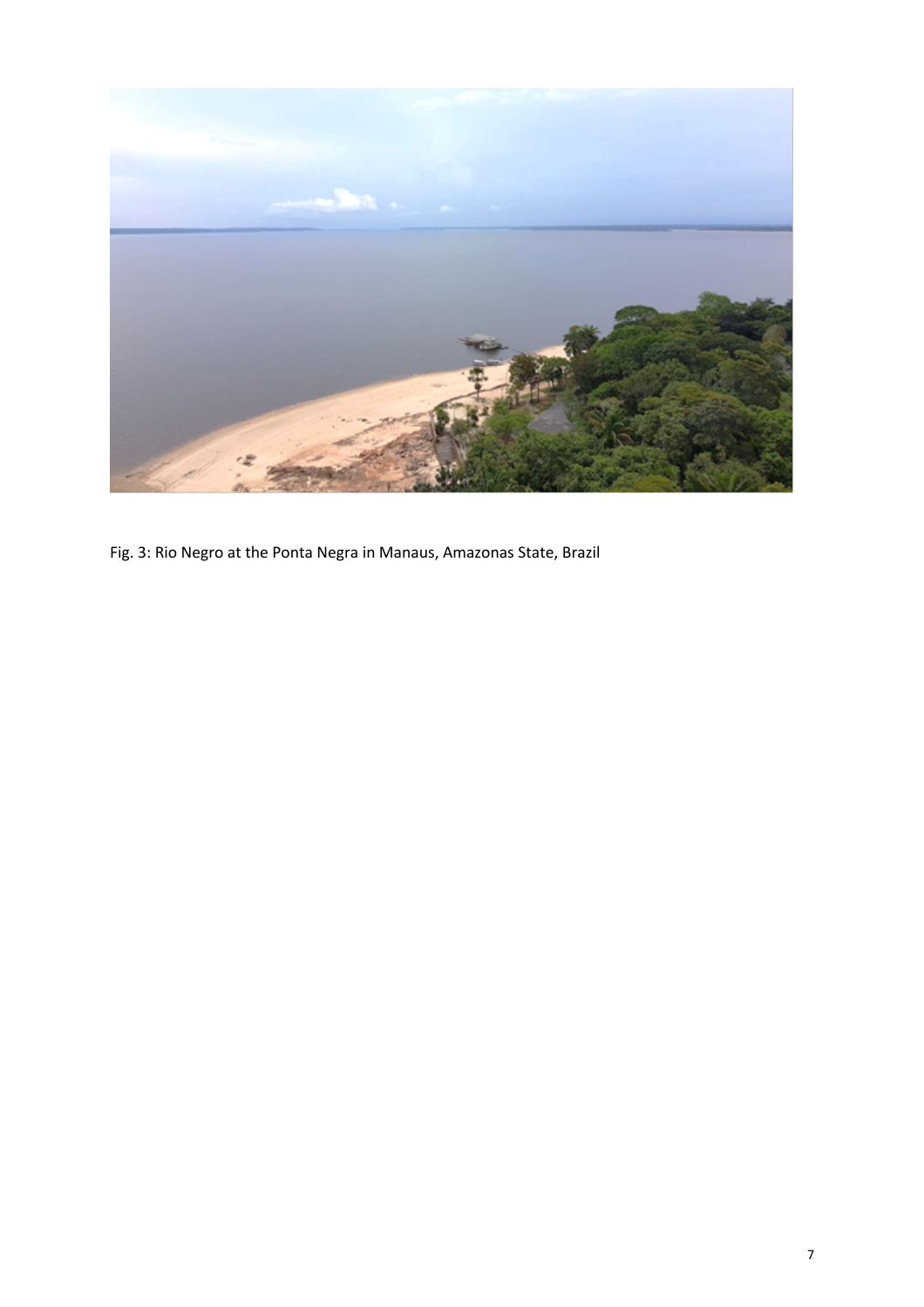Fig. 3: Rio Negro at the Ponta Negra in Manaus, Amazonas State, Brazil